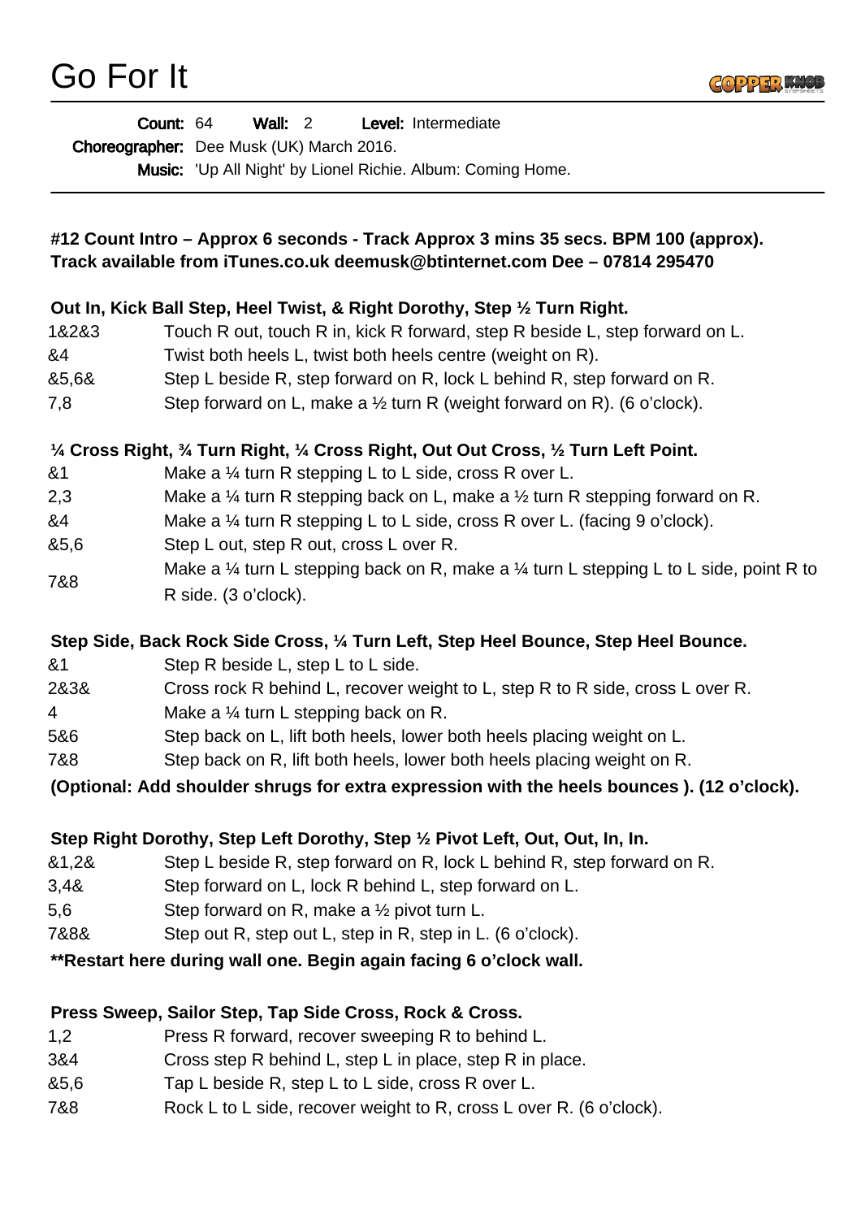# Go For It

**Count:** 64 **Wall:** 2 **Level:** Intermediate

**Choreographer:** Dee Musk (UK) March 2016.

**Music:** 'Up All Night' by Lionel Richie. Album: Coming Home.

---

**#12 Count Intro – Approx 6 seconds - Track Approx 3 mins 35 secs. BPM 100 (approx). Track available from iTunes.co.uk deemusk@btinternet.com Dee – 07814 295470**

**Out In, Kick Ball Step, Heel Twist, & Right Dorothy, Step ½ Turn Right.**

| | |
|---|---|
| 1&2&3 | Touch R out, touch R in, kick R forward, step R beside L, step forward on L. |
| &4 | Twist both heels L, twist both heels centre (weight on R). |
| &5,6& | Step L beside R, step forward on R, lock L behind R, step forward on R. |
| 7,8 | Step forward on L, make a ½ turn R (weight forward on R). (6 o'clock). |

**¼ Cross Right, ¾ Turn Right, ¼ Cross Right, Out Out Cross, ½ Turn Left Point.**

| | |
|---|---|
| &1 | Make a ¼ turn R stepping L to L side, cross R over L. |
| 2,3 | Make a ¼ turn R stepping back on L, make a ½ turn R stepping forward on R. |
| &4 | Make a ¼ turn R stepping L to L side, cross R over L. (facing 9 o'clock). |
| &5,6 | Step L out, step R out, cross L over R. |
| 7&8 | Make a ¼ turn L stepping back on R, make a ¼ turn L stepping L to L side, point R to R side. (3 o'clock). |

**Step Side, Back Rock Side Cross, ¼ Turn Left, Step Heel Bounce, Step Heel Bounce.**

| | |
|---|---|
| &1 | Step R beside L, step L to L side. |
| 2&3& | Cross rock R behind L, recover weight to L, step R to R side, cross L over R. |
| 4 | Make a ¼ turn L stepping back on R. |
| 5&6 | Step back on L, lift both heels, lower both heels placing weight on L. |
| 7&8 | Step back on R, lift both heels, lower both heels placing weight on R. |

**(Optional: Add shoulder shrugs for extra expression with the heels bounces ). (12 o'clock).**

**Step Right Dorothy, Step Left Dorothy, Step ½ Pivot Left, Out, Out, In, In.**

| | |
|---|---|
| &1,2& | Step L beside R, step forward on R, lock L behind R, step forward on R. |
| 3,4& | Step forward on L, lock R behind L, step forward on L. |
| 5,6 | Step forward on R, make a ½ pivot turn L. |
| 7&8& | Step out R, step out L, step in R, step in L. (6 o'clock). |

**\*\*Restart here during wall one. Begin again facing 6 o'clock wall.**

**Press Sweep, Sailor Step, Tap Side Cross, Rock & Cross.**

| | |
|---|---|
| 1,2 | Press R forward, recover sweeping R to behind L. |
| 3&4 | Cross step R behind L, step L in place, step R in place. |
| &5,6 | Tap L beside R, step L to L side, cross R over L. |
| 7&8 | Rock L to L side, recover weight to R, cross L over R. (6 o'clock). |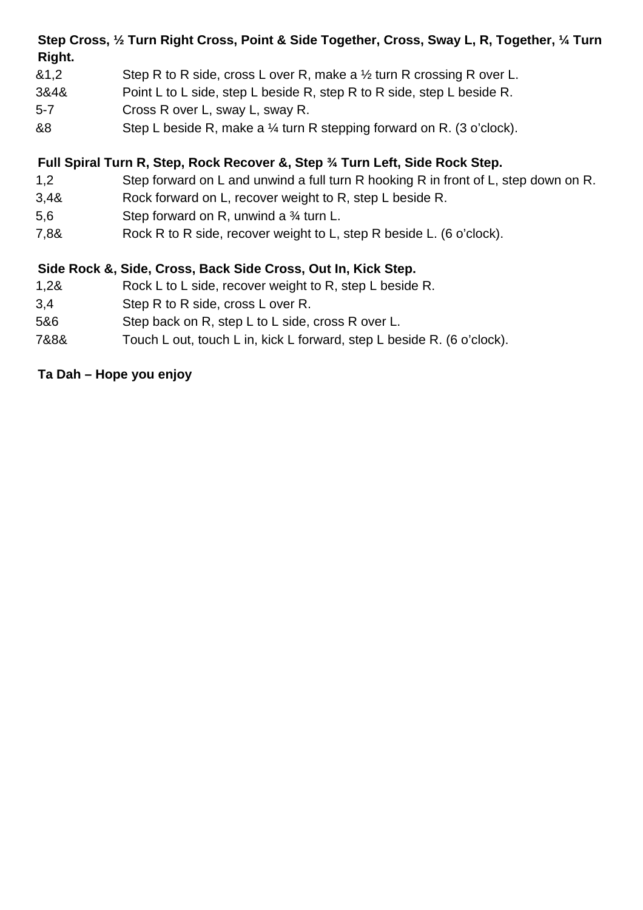**Step Cross, ½ Turn Right Cross, Point & Side Together, Cross, Sway L, R, Together, ¼ Turn Right.**

| | |
|---|---|
| &1,2 | Step R to R side, cross L over R, make a ½ turn R crossing R over L. |
| 3&4& | Point L to L side, step L beside R, step R to R side, step L beside R. |
| 5-7 | Cross R over L, sway L, sway R. |
| &8 | Step L beside R, make a ¼ turn R stepping forward on R. (3 o'clock). |

**Full Spiral Turn R, Step, Rock Recover &, Step ¾ Turn Left, Side Rock Step.**

| | |
|---|---|
| 1,2 | Step forward on L and unwind a full turn R hooking R in front of L, step down on R. |
| 3,4& | Rock forward on L, recover weight to R, step L beside R. |
| 5,6 | Step forward on R, unwind a ¾ turn L. |
| 7,8& | Rock R to R side, recover weight to L, step R beside L. (6 o'clock). |

**Side Rock &, Side, Cross, Back Side Cross, Out In, Kick Step.**

| | |
|---|---|
| 1,2& | Rock L to L side, recover weight to R, step L beside R. |
| 3,4 | Step R to R side, cross L over R. |
| 5&6 | Step back on R, step L to L side, cross R over L. |
| 7&8& | Touch L out, touch L in, kick L forward, step L beside R. (6 o'clock). |

**Ta Dah – Hope you enjoy**